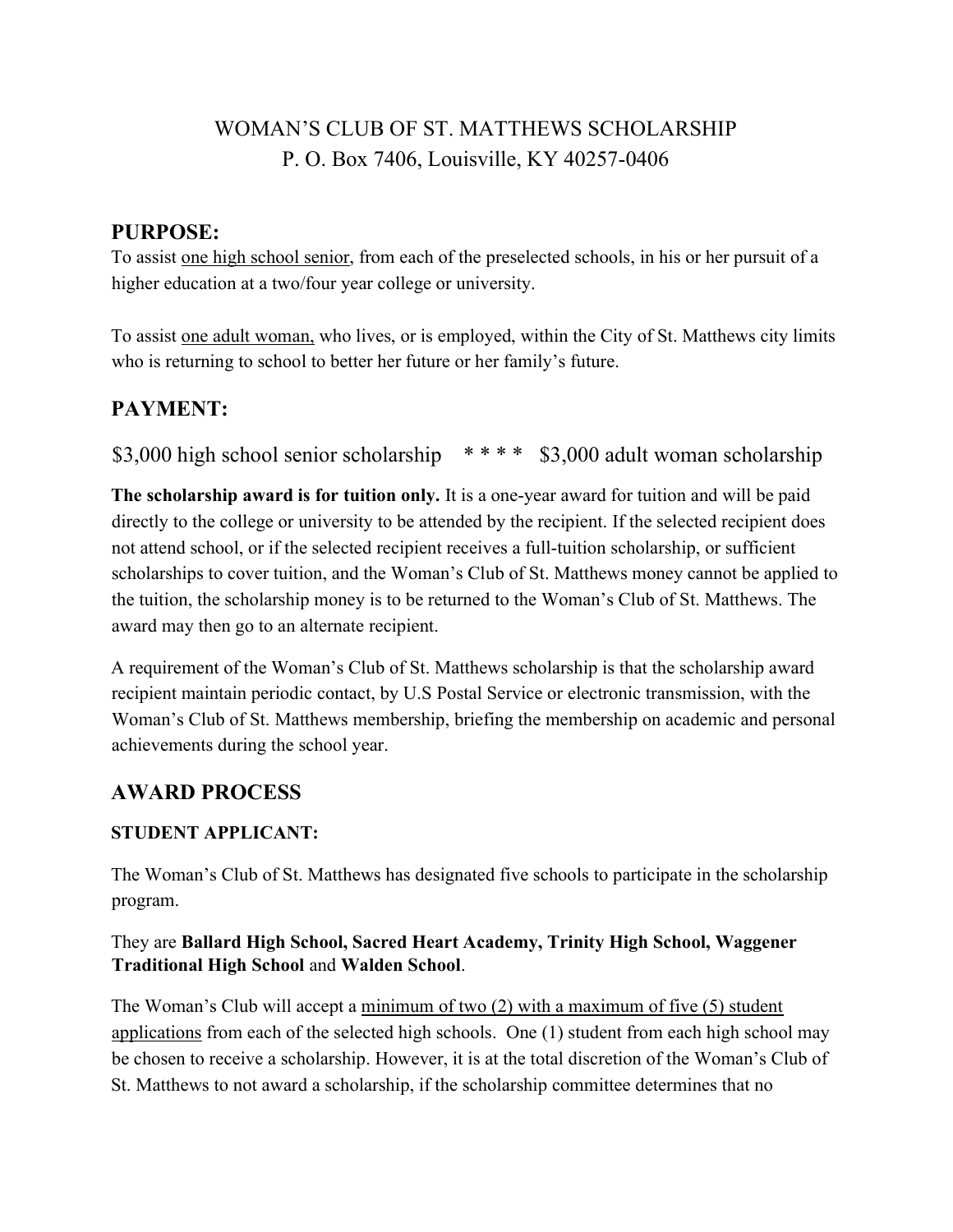# WOMAN'S CLUB OF ST. MATTHEWS SCHOLARSHIP

P. O. Box 7406, Louisville, KY 40257-0406

## PURPOSE:

To assist <u>one high school senior</u>, from each of the preselected schools, in his or her pursuit of a higher education at a two/four year college or university.

To assist <u>one adult woman,</u> who lives, or is employed, within the City of St. Matthews city limits who is returning to school to better her future or her family's future.

## PAYMENT:

$3,000 high school senior scholarship * * * * $3,000 adult woman scholarship

**The scholarship award is for tuition only.** It is a one-year award for tuition and will be paid directly to the college or university to be attended by the recipient. If the selected recipient does not attend school, or if the selected recipient receives a full-tuition scholarship, or sufficient scholarships to cover tuition, and the Woman's Club of St. Matthews money cannot be applied to the tuition, the scholarship money is to be returned to the Woman's Club of St. Matthews. The award may then go to an alternate recipient.

A requirement of the Woman's Club of St. Matthews scholarship is that the scholarship award recipient maintain periodic contact, by U.S Postal Service or electronic transmission, with the Woman's Club of St. Matthews membership, briefing the membership on academic and personal achievements during the school year.

## AWARD PROCESS

### STUDENT APPLICANT:

The Woman's Club of St. Matthews has designated five schools to participate in the scholarship program.

They are **Ballard High School, Sacred Heart Academy, Trinity High School, Waggener Traditional High School** and **Walden School**.

The Woman's Club will accept a <u>minimum of two (2) with a maximum of five (5) student applications</u> from each of the selected high schools. One (1) student from each high school may be chosen to receive a scholarship. However, it is at the total discretion of the Woman's Club of St. Matthews to not award a scholarship, if the scholarship committee determines that no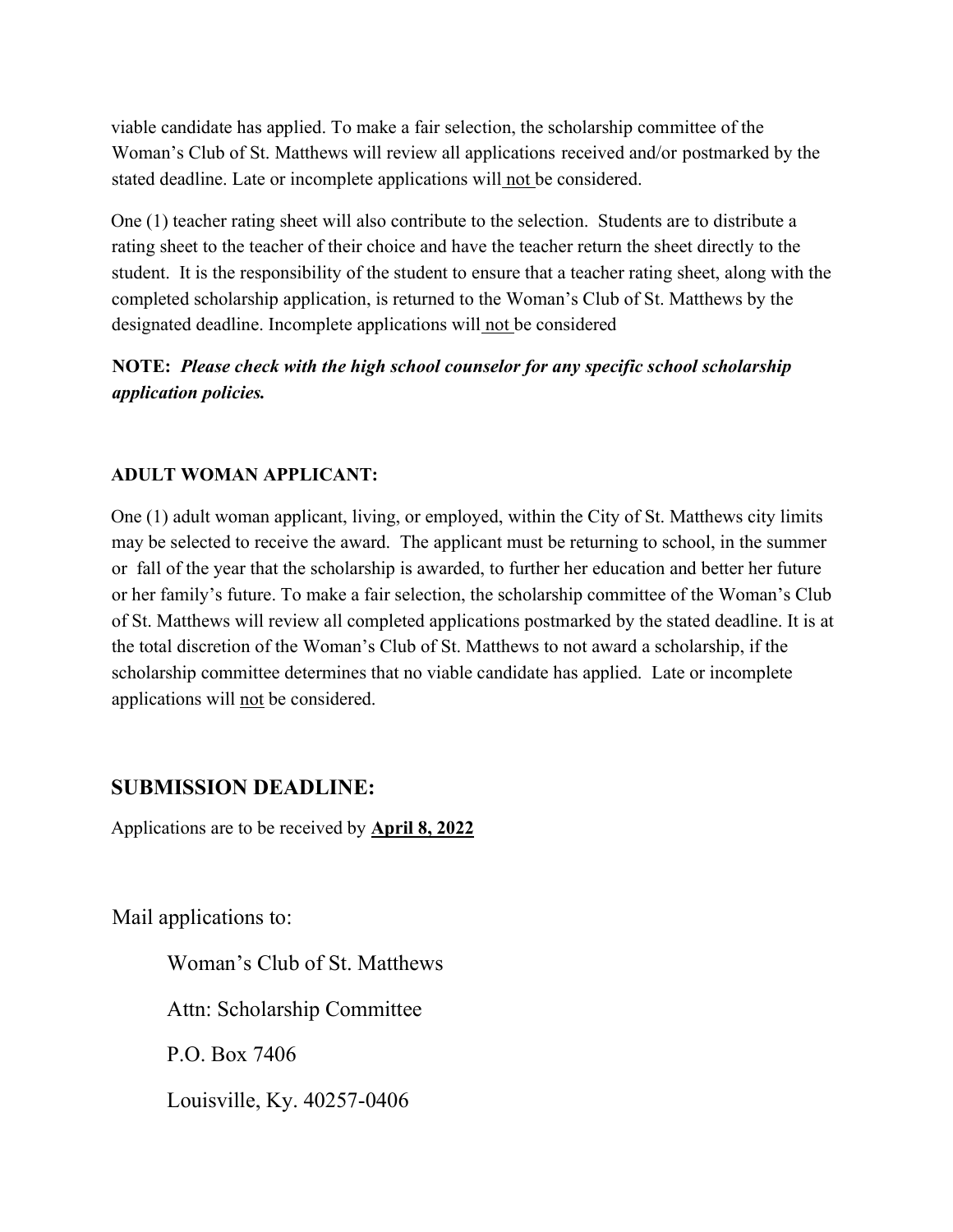viable candidate has applied. To make a fair selection, the scholarship committee of the Woman's Club of St. Matthews will review all applications received and/or postmarked by the stated deadline. Late or incomplete applications will <u>not</u> be considered.

One (1) teacher rating sheet will also contribute to the selection. Students are to distribute a rating sheet to the teacher of their choice and have the teacher return the sheet directly to the student. It is the responsibility of the student to ensure that a teacher rating sheet, along with the completed scholarship application, is returned to the Woman's Club of St. Matthews by the designated deadline. Incomplete applications will <u>not</u> be considered

**NOTE:** ***Please check with the high school counselor for any specific school scholarship application policies.***

**ADULT WOMAN APPLICANT:**

One (1) adult woman applicant, living, or employed, within the City of St. Matthews city limits may be selected to receive the award. The applicant must be returning to school, in the summer or fall of the year that the scholarship is awarded, to further her education and better her future or her family's future. To make a fair selection, the scholarship committee of the Woman's Club of St. Matthews will review all completed applications postmarked by the stated deadline. It is at the total discretion of the Woman's Club of St. Matthews to not award a scholarship, if the scholarship committee determines that no viable candidate has applied. Late or incomplete applications will <u>not</u> be considered.

## SUBMISSION DEADLINE:

Applications are to be received by **<u>April 8, 2022</u>**

Mail applications to:

Woman's Club of St. Matthews

Attn: Scholarship Committee

P.O. Box 7406

Louisville, Ky. 40257-0406